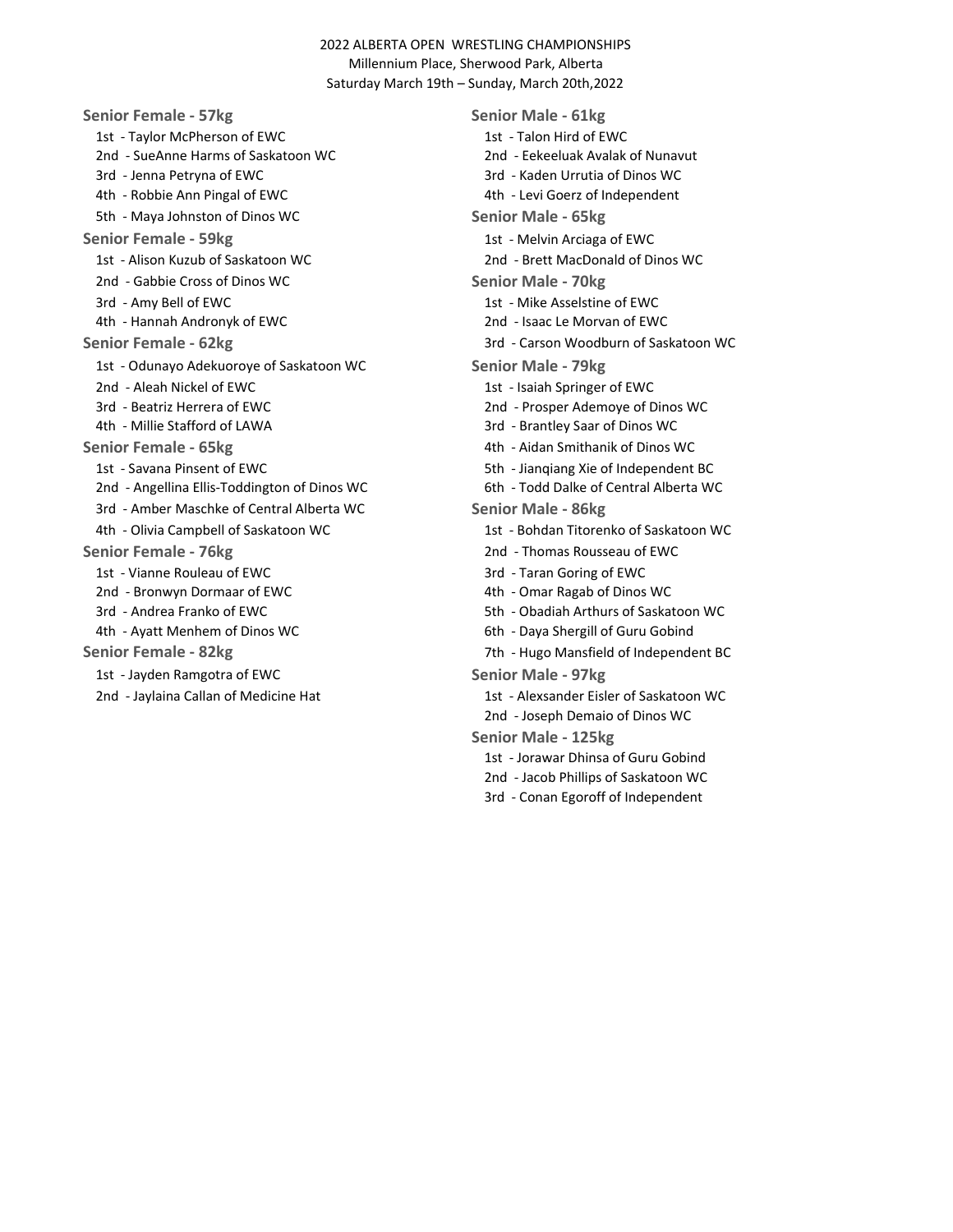2022 ALBERTA OPEN WRESTLING CHAMPIONSHIPS

Millennium Place, Sherwood Park, Alberta

Saturday March 19th – Sunday, March 20th,2022

### Senior Female - 57kg

1st - Taylor McPherson of EWC
2nd - SueAnne Harms of Saskatoon WC
3rd - Jenna Petryna of EWC
4th - Robbie Ann Pingal of EWC
5th - Maya Johnston of Dinos WC

### Senior Female - 59kg

1st - Alison Kuzub of Saskatoon WC
2nd - Gabbie Cross of Dinos WC
3rd - Amy Bell of EWC
4th - Hannah Andronyk of EWC

### Senior Female - 62kg

1st - Odunayo Adekuoroye of Saskatoon WC
2nd - Aleah Nickel of EWC
3rd - Beatriz Herrera of EWC
4th - Millie Stafford of LAWA

### Senior Female - 65kg

1st - Savana Pinsent of EWC
2nd - Angellina Ellis-Toddington of Dinos WC
3rd - Amber Maschke of Central Alberta WC
4th - Olivia Campbell of Saskatoon WC

### Senior Female - 76kg

1st - Vianne Rouleau of EWC
2nd - Bronwyn Dormaar of EWC
3rd - Andrea Franko of EWC
4th - Ayatt Menhem of Dinos WC

### Senior Female - 82kg

1st - Jayden Ramgotra of EWC
2nd - Jaylaina Callan of Medicine Hat

### Senior Male - 61kg

1st - Talon Hird of EWC
2nd - Eekeeluak Avalak of Nunavut
3rd - Kaden Urrutia of Dinos WC
4th - Levi Goerz of Independent

### Senior Male - 65kg

1st - Melvin Arciaga of EWC
2nd - Brett MacDonald of Dinos WC

### Senior Male - 70kg

1st - Mike Asselstine of EWC
2nd - Isaac Le Morvan of EWC
3rd - Carson Woodburn of Saskatoon WC

### Senior Male - 79kg

1st - Isaiah Springer of EWC
2nd - Prosper Ademoye of Dinos WC
3rd - Brantley Saar of Dinos WC
4th - Aidan Smithanik of Dinos WC
5th - Jianqiang Xie of Independent BC
6th - Todd Dalke of Central Alberta WC

### Senior Male - 86kg

1st - Bohdan Titorenko of Saskatoon WC
2nd - Thomas Rousseau of EWC
3rd - Taran Goring of EWC
4th - Omar Ragab of Dinos WC
5th - Obadiah Arthurs of Saskatoon WC
6th - Daya Shergill of Guru Gobind
7th - Hugo Mansfield of Independent BC

### Senior Male - 97kg

1st - Alexsander Eisler of Saskatoon WC
2nd - Joseph Demaio of Dinos WC

### Senior Male - 125kg

1st - Jorawar Dhinsa of Guru Gobind
2nd - Jacob Phillips of Saskatoon WC
3rd - Conan Egoroff of Independent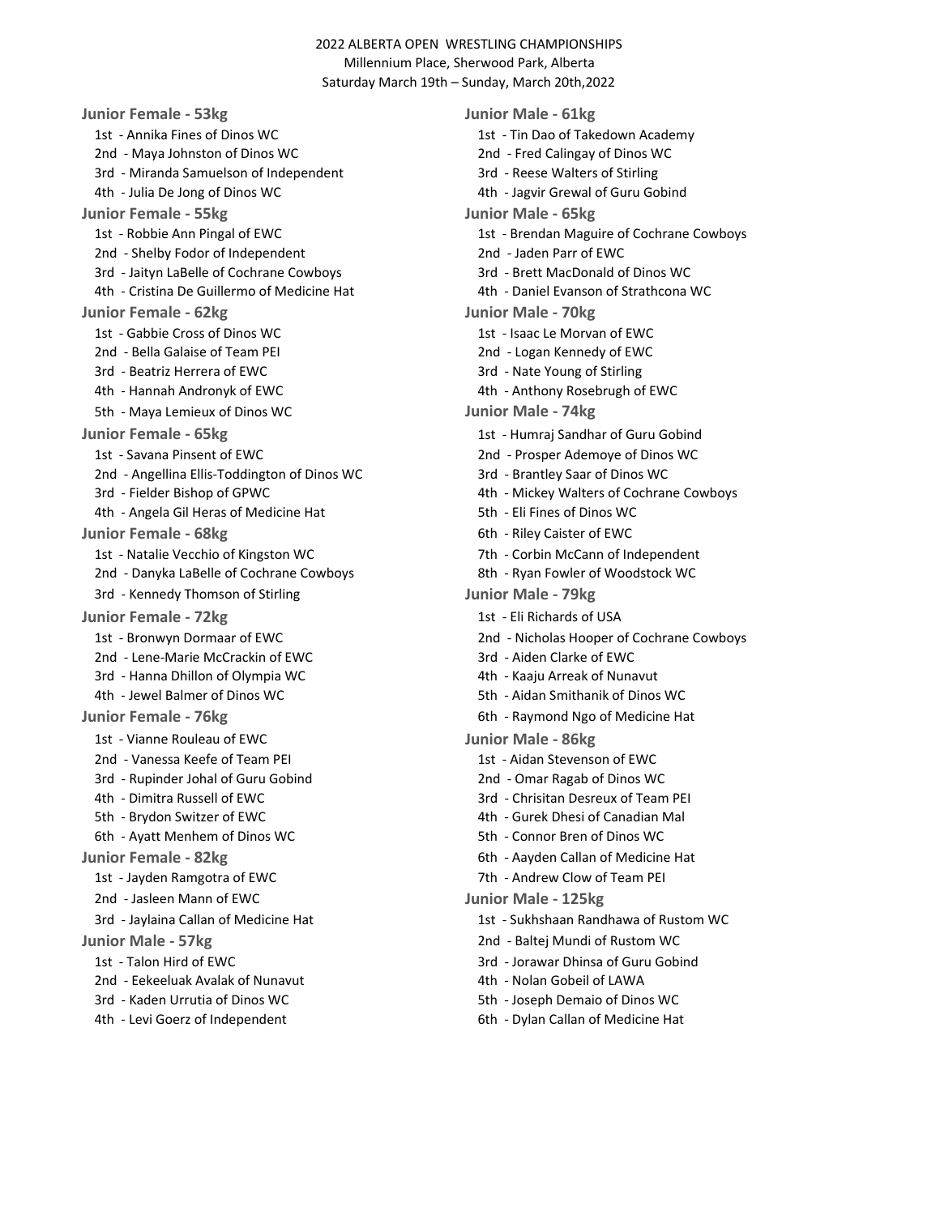2022 ALBERTA OPEN WRESTLING CHAMPIONSHIPS
Millennium Place, Sherwood Park, Alberta
Saturday March 19th – Sunday, March 20th,2022

### Junior Female - 53kg

1st - Annika Fines of Dinos WC
2nd - Maya Johnston of Dinos WC
3rd - Miranda Samuelson of Independent
4th - Julia De Jong of Dinos WC

### Junior Female - 55kg

1st - Robbie Ann Pingal of EWC
2nd - Shelby Fodor of Independent
3rd - Jaityn LaBelle of Cochrane Cowboys
4th - Cristina De Guillermo of Medicine Hat

### Junior Female - 62kg

1st - Gabbie Cross of Dinos WC
2nd - Bella Galaise of Team PEI
3rd - Beatriz Herrera of EWC
4th - Hannah Andronyk of EWC
5th - Maya Lemieux of Dinos WC

### Junior Female - 65kg

1st - Savana Pinsent of EWC
2nd - Angellina Ellis-Toddington of Dinos WC
3rd - Fielder Bishop of GPWC
4th - Angela Gil Heras of Medicine Hat

### Junior Female - 68kg

1st - Natalie Vecchio of Kingston WC
2nd - Danyka LaBelle of Cochrane Cowboys
3rd - Kennedy Thomson of Stirling

### Junior Female - 72kg

1st - Bronwyn Dormaar of EWC
2nd - Lene-Marie McCrackin of EWC
3rd - Hanna Dhillon of Olympia WC
4th - Jewel Balmer of Dinos WC

### Junior Female - 76kg

1st - Vianne Rouleau of EWC
2nd - Vanessa Keefe of Team PEI
3rd - Rupinder Johal of Guru Gobind
4th - Dimitra Russell of EWC
5th - Brydon Switzer of EWC
6th - Ayatt Menhem of Dinos WC

### Junior Female - 82kg

1st - Jayden Ramgotra of EWC
2nd - Jasleen Mann of EWC
3rd - Jaylaina Callan of Medicine Hat

### Junior Male - 57kg

1st - Talon Hird of EWC
2nd - Eekeeluak Avalak of Nunavut
3rd - Kaden Urrutia of Dinos WC
4th - Levi Goerz of Independent

### Junior Male - 61kg

1st - Tin Dao of Takedown Academy
2nd - Fred Calingay of Dinos WC
3rd - Reese Walters of Stirling
4th - Jagvir Grewal of Guru Gobind

### Junior Male - 65kg

1st - Brendan Maguire of Cochrane Cowboys
2nd - Jaden Parr of EWC
3rd - Brett MacDonald of Dinos WC
4th - Daniel Evanson of Strathcona WC

### Junior Male - 70kg

1st - Isaac Le Morvan of EWC
2nd - Logan Kennedy of EWC
3rd - Nate Young of Stirling
4th - Anthony Rosebrugh of EWC

### Junior Male - 74kg

1st - Humraj Sandhar of Guru Gobind
2nd - Prosper Ademoye of Dinos WC
3rd - Brantley Saar of Dinos WC
4th - Mickey Walters of Cochrane Cowboys
5th - Eli Fines of Dinos WC
6th - Riley Caister of EWC
7th - Corbin McCann of Independent
8th - Ryan Fowler of Woodstock WC

### Junior Male - 79kg

1st - Eli Richards of USA
2nd - Nicholas Hooper of Cochrane Cowboys
3rd - Aiden Clarke of EWC
4th - Kaaju Arreak of Nunavut
5th - Aidan Smithanik of Dinos WC
6th - Raymond Ngo of Medicine Hat

### Junior Male - 86kg

1st - Aidan Stevenson of EWC
2nd - Omar Ragab of Dinos WC
3rd - Chrisitan Desreux of Team PEI
4th - Gurek Dhesi of Canadian Mal
5th - Connor Bren of Dinos WC
6th - Aayden Callan of Medicine Hat
7th - Andrew Clow of Team PEI

### Junior Male - 125kg

1st - Sukhshaan Randhawa of Rustom WC
2nd - Baltej Mundi of Rustom WC
3rd - Jorawar Dhinsa of Guru Gobind
4th - Nolan Gobeil of LAWA
5th - Joseph Demaio of Dinos WC
6th - Dylan Callan of Medicine Hat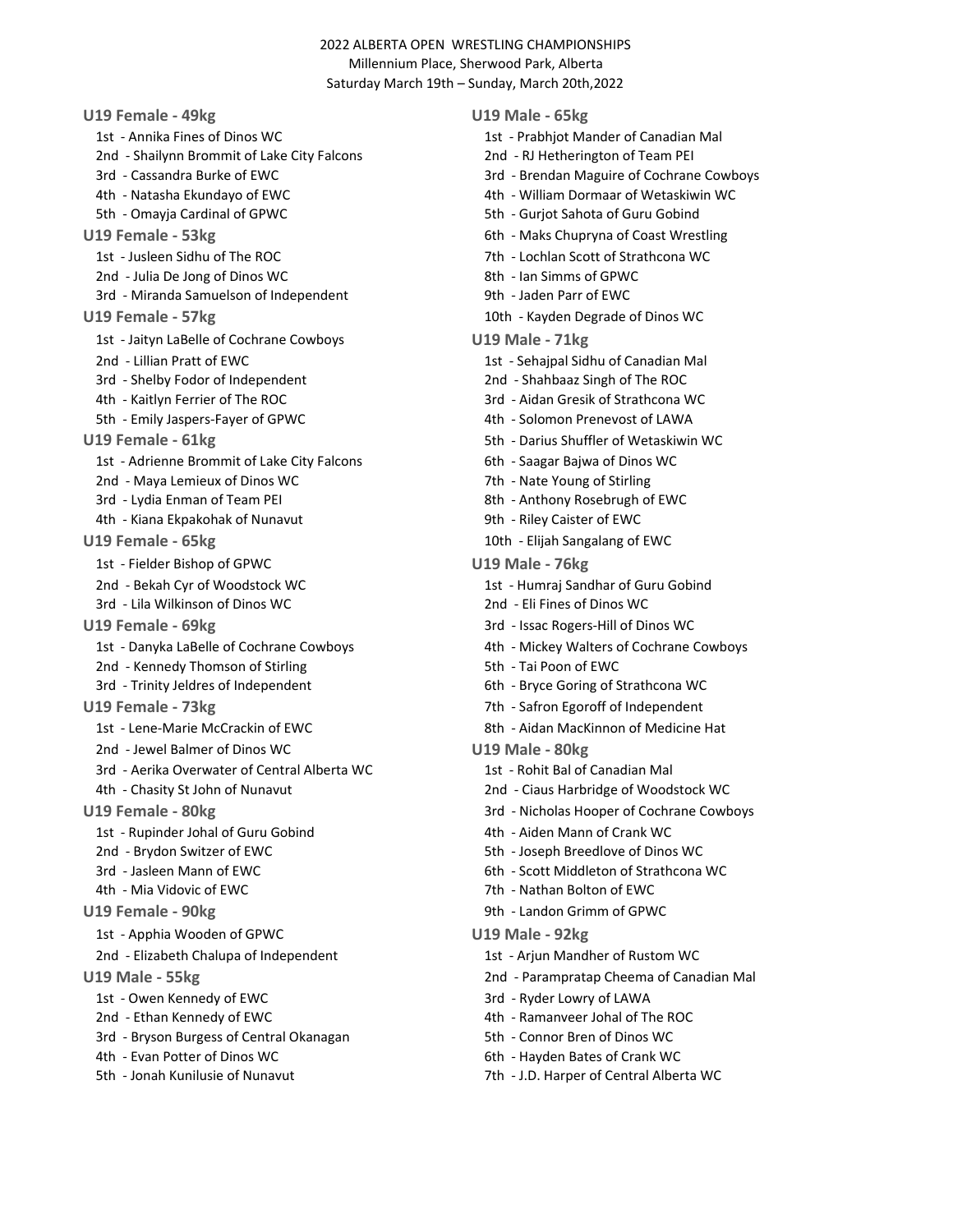2022 ALBERTA OPEN WRESTLING CHAMPIONSHIPS
Millennium Place, Sherwood Park, Alberta
Saturday March 19th – Sunday, March 20th,2022

### U19 Female - 49kg

1st - Annika Fines of Dinos WC
2nd - Shailynn Brommit of Lake City Falcons
3rd - Cassandra Burke of EWC
4th - Natasha Ekundayo of EWC
5th - Omayja Cardinal of GPWC

### U19 Female - 53kg

1st - Jusleen Sidhu of The ROC
2nd - Julia De Jong of Dinos WC
3rd - Miranda Samuelson of Independent

### U19 Female - 57kg

1st - Jaityn LaBelle of Cochrane Cowboys
2nd - Lillian Pratt of EWC
3rd - Shelby Fodor of Independent
4th - Kaitlyn Ferrier of The ROC
5th - Emily Jaspers-Fayer of GPWC

### U19 Female - 61kg

1st - Adrienne Brommit of Lake City Falcons
2nd - Maya Lemieux of Dinos WC
3rd - Lydia Enman of Team PEI
4th - Kiana Ekpakohak of Nunavut

### U19 Female - 65kg

1st - Fielder Bishop of GPWC
2nd - Bekah Cyr of Woodstock WC
3rd - Lila Wilkinson of Dinos WC

### U19 Female - 69kg

1st - Danyka LaBelle of Cochrane Cowboys
2nd - Kennedy Thomson of Stirling
3rd - Trinity Jeldres of Independent

### U19 Female - 73kg

1st - Lene-Marie McCrackin of EWC
2nd - Jewel Balmer of Dinos WC
3rd - Aerika Overwater of Central Alberta WC
4th - Chasity St John of Nunavut

### U19 Female - 80kg

1st - Rupinder Johal of Guru Gobind
2nd - Brydon Switzer of EWC
3rd - Jasleen Mann of EWC
4th - Mia Vidovic of EWC

### U19 Female - 90kg

1st - Apphia Wooden of GPWC
2nd - Elizabeth Chalupa of Independent

### U19 Male - 55kg

1st - Owen Kennedy of EWC
2nd - Ethan Kennedy of EWC
3rd - Bryson Burgess of Central Okanagan
4th - Evan Potter of Dinos WC
5th - Jonah Kunilusie of Nunavut

### U19 Male - 65kg

1st - Prabhjot Mander of Canadian Mal
2nd - RJ Hetherington of Team PEI
3rd - Brendan Maguire of Cochrane Cowboys
4th - William Dormaar of Wetaskiwin WC
5th - Gurjot Sahota of Guru Gobind
6th - Maks Chupryna of Coast Wrestling
7th - Lochlan Scott of Strathcona WC
8th - Ian Simms of GPWC
9th - Jaden Parr of EWC
10th - Kayden Degrade of Dinos WC

### U19 Male - 71kg

1st - Sehajpal Sidhu of Canadian Mal
2nd - Shahbaaz Singh of The ROC
3rd - Aidan Gresik of Strathcona WC
4th - Solomon Prenevost of LAWA
5th - Darius Shuffler of Wetaskiwin WC
6th - Saagar Bajwa of Dinos WC
7th - Nate Young of Stirling
8th - Anthony Rosebrugh of EWC
9th - Riley Caister of EWC
10th - Elijah Sangalang of EWC

### U19 Male - 76kg

1st - Humraj Sandhar of Guru Gobind
2nd - Eli Fines of Dinos WC
3rd - Issac Rogers-Hill of Dinos WC
4th - Mickey Walters of Cochrane Cowboys
5th - Tai Poon of EWC
6th - Bryce Goring of Strathcona WC
7th - Safron Egoroff of Independent
8th - Aidan MacKinnon of Medicine Hat

### U19 Male - 80kg

1st - Rohit Bal of Canadian Mal
2nd - Ciaus Harbridge of Woodstock WC
3rd - Nicholas Hooper of Cochrane Cowboys
4th - Aiden Mann of Crank WC
5th - Joseph Breedlove of Dinos WC
6th - Scott Middleton of Strathcona WC
7th - Nathan Bolton of EWC
9th - Landon Grimm of GPWC

### U19 Male - 92kg

1st - Arjun Mandher of Rustom WC
2nd - Parampratap Cheema of Canadian Mal
3rd - Ryder Lowry of LAWA
4th - Ramanveer Johal of The ROC
5th - Connor Bren of Dinos WC
6th - Hayden Bates of Crank WC
7th - J.D. Harper of Central Alberta WC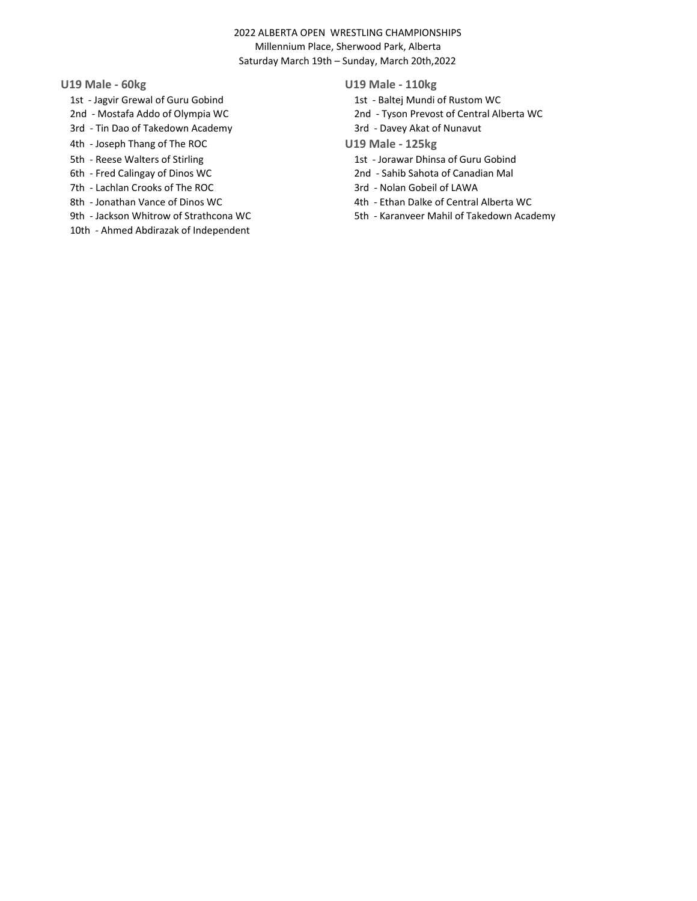2022 ALBERTA OPEN WRESTLING CHAMPIONSHIPS
Millennium Place, Sherwood Park, Alberta
Saturday March 19th – Sunday, March 20th,2022

### U19 Male - 60kg

1st - Jagvir Grewal of Guru Gobind
2nd - Mostafa Addo of Olympia WC
3rd - Tin Dao of Takedown Academy
4th - Joseph Thang of The ROC
5th - Reese Walters of Stirling
6th - Fred Calingay of Dinos WC
7th - Lachlan Crooks of The ROC
8th - Jonathan Vance of Dinos WC
9th - Jackson Whitrow of Strathcona WC
10th - Ahmed Abdirazak of Independent

### U19 Male - 110kg

1st - Baltej Mundi of Rustom WC
2nd - Tyson Prevost of Central Alberta WC
3rd - Davey Akat of Nunavut

### U19 Male - 125kg

1st - Jorawar Dhinsa of Guru Gobind
2nd - Sahib Sahota of Canadian Mal
3rd - Nolan Gobeil of LAWA
4th - Ethan Dalke of Central Alberta WC
5th - Karanveer Mahil of Takedown Academy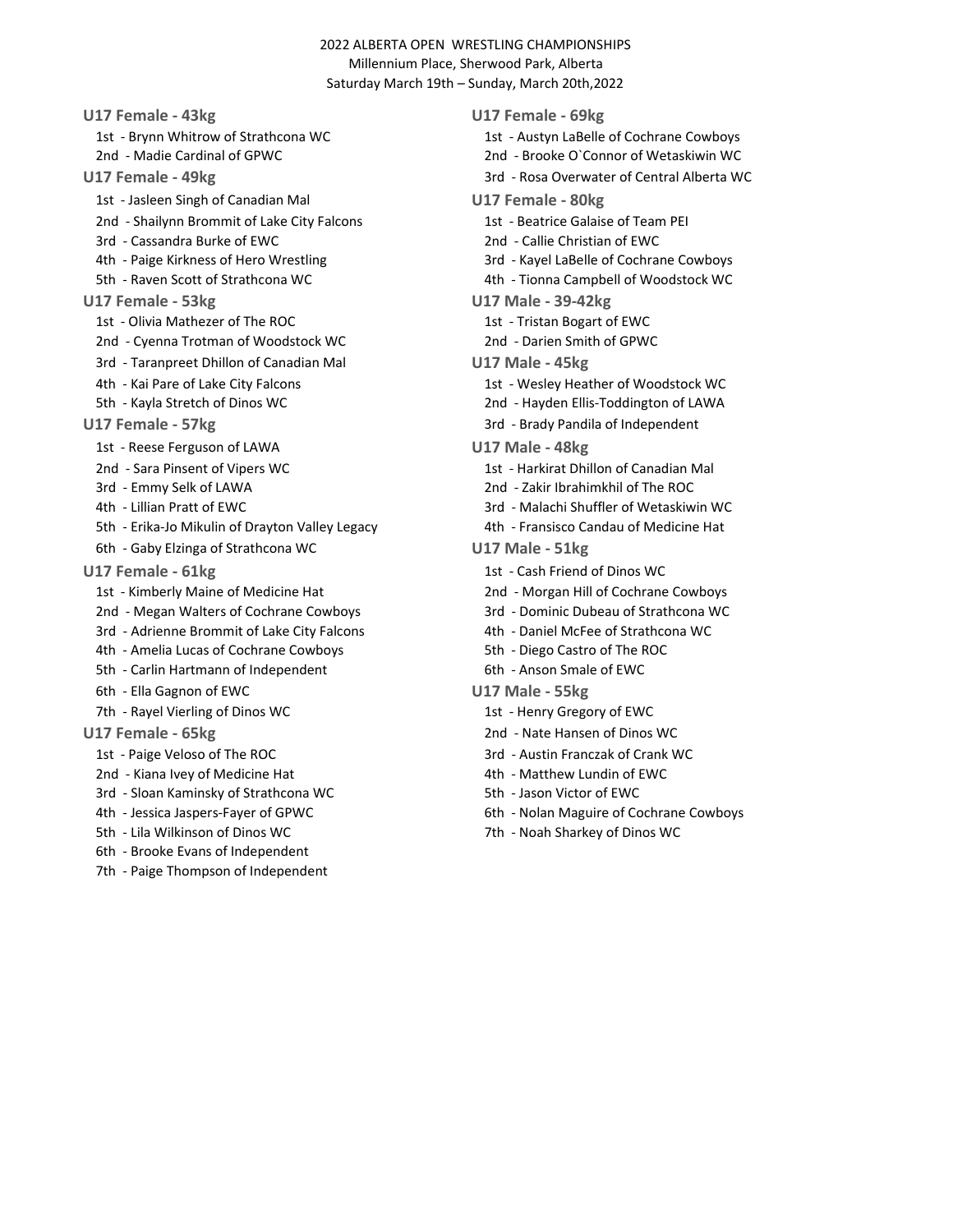2022 ALBERTA OPEN WRESTLING CHAMPIONSHIPS
Millennium Place, Sherwood Park, Alberta
Saturday March 19th – Sunday, March 20th,2022

### U17 Female - 43kg

1st - Brynn Whitrow of Strathcona WC
2nd - Madie Cardinal of GPWC

### U17 Female - 49kg

1st - Jasleen Singh of Canadian Mal
2nd - Shailynn Brommit of Lake City Falcons
3rd - Cassandra Burke of EWC
4th - Paige Kirkness of Hero Wrestling
5th - Raven Scott of Strathcona WC

### U17 Female - 53kg

1st - Olivia Mathezer of The ROC
2nd - Cyenna Trotman of Woodstock WC
3rd - Taranpreet Dhillon of Canadian Mal
4th - Kai Pare of Lake City Falcons
5th - Kayla Stretch of Dinos WC

### U17 Female - 57kg

1st - Reese Ferguson of LAWA
2nd - Sara Pinsent of Vipers WC
3rd - Emmy Selk of LAWA
4th - Lillian Pratt of EWC
5th - Erika-Jo Mikulin of Drayton Valley Legacy
6th - Gaby Elzinga of Strathcona WC

### U17 Female - 61kg

1st - Kimberly Maine of Medicine Hat
2nd - Megan Walters of Cochrane Cowboys
3rd - Adrienne Brommit of Lake City Falcons
4th - Amelia Lucas of Cochrane Cowboys
5th - Carlin Hartmann of Independent
6th - Ella Gagnon of EWC
7th - Rayel Vierling of Dinos WC

### U17 Female - 65kg

1st - Paige Veloso of The ROC
2nd - Kiana Ivey of Medicine Hat
3rd - Sloan Kaminsky of Strathcona WC
4th - Jessica Jaspers-Fayer of GPWC
5th - Lila Wilkinson of Dinos WC
6th - Brooke Evans of Independent
7th - Paige Thompson of Independent

### U17 Female - 69kg

1st - Austyn LaBelle of Cochrane Cowboys
2nd - Brooke O`Connor of Wetaskiwin WC
3rd - Rosa Overwater of Central Alberta WC

### U17 Female - 80kg

1st - Beatrice Galaise of Team PEI
2nd - Callie Christian of EWC
3rd - Kayel LaBelle of Cochrane Cowboys
4th - Tionna Campbell of Woodstock WC

### U17 Male - 39-42kg

1st - Tristan Bogart of EWC
2nd - Darien Smith of GPWC

### U17 Male - 45kg

1st - Wesley Heather of Woodstock WC
2nd - Hayden Ellis-Toddington of LAWA
3rd - Brady Pandila of Independent

### U17 Male - 48kg

1st - Harkirat Dhillon of Canadian Mal
2nd - Zakir Ibrahimkhil of The ROC
3rd - Malachi Shuffler of Wetaskiwin WC
4th - Fransisco Candau of Medicine Hat

### U17 Male - 51kg

1st - Cash Friend of Dinos WC
2nd - Morgan Hill of Cochrane Cowboys
3rd - Dominic Dubeau of Strathcona WC
4th - Daniel McFee of Strathcona WC
5th - Diego Castro of The ROC
6th - Anson Smale of EWC

### U17 Male - 55kg

1st - Henry Gregory of EWC
2nd - Nate Hansen of Dinos WC
3rd - Austin Franczak of Crank WC
4th - Matthew Lundin of EWC
5th - Jason Victor of EWC
6th - Nolan Maguire of Cochrane Cowboys
7th - Noah Sharkey of Dinos WC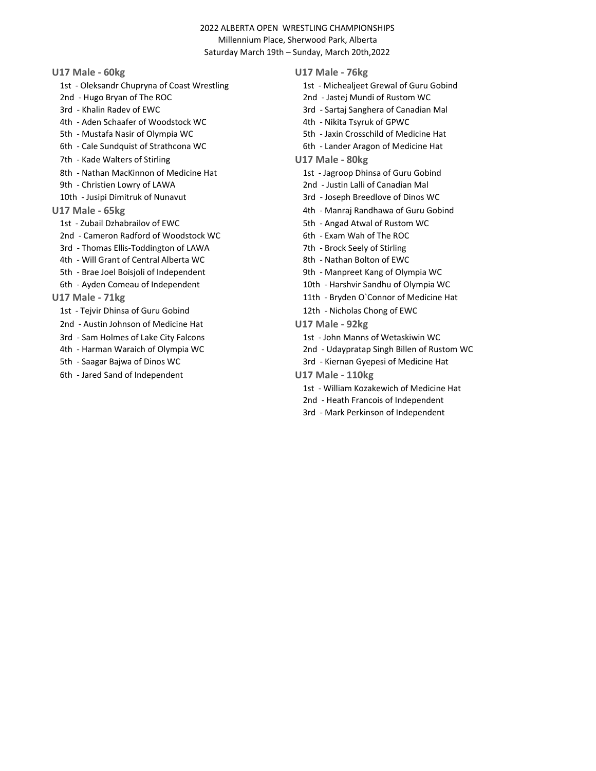2022 ALBERTA OPEN WRESTLING CHAMPIONSHIPS
Millennium Place, Sherwood Park, Alberta
Saturday March 19th – Sunday, March 20th,2022

### U17 Male - 60kg

1st - Oleksandr Chupryna of Coast Wrestling
2nd - Hugo Bryan of The ROC
3rd - Khalin Radev of EWC
4th - Aden Schaafer of Woodstock WC
5th - Mustafa Nasir of Olympia WC
6th - Cale Sundquist of Strathcona WC
7th - Kade Walters of Stirling
8th - Nathan MacKinnon of Medicine Hat
9th - Christien Lowry of LAWA
10th - Jusipi Dimitruk of Nunavut

### U17 Male - 65kg

1st - Zubail Dzhabrailov of EWC
2nd - Cameron Radford of Woodstock WC
3rd - Thomas Ellis-Toddington of LAWA
4th - Will Grant of Central Alberta WC
5th - Brae Joel Boisjoli of Independent
6th - Ayden Comeau of Independent

### U17 Male - 71kg

1st - Tejvir Dhinsa of Guru Gobind
2nd - Austin Johnson of Medicine Hat
3rd - Sam Holmes of Lake City Falcons
4th - Harman Waraich of Olympia WC
5th - Saagar Bajwa of Dinos WC
6th - Jared Sand of Independent

### U17 Male - 76kg

1st - Michealjeet Grewal of Guru Gobind
2nd - Jastej Mundi of Rustom WC
3rd - Sartaj Sanghera of Canadian Mal
4th - Nikita Tsyruk of GPWC
5th - Jaxin Crosschild of Medicine Hat
6th - Lander Aragon of Medicine Hat

### U17 Male - 80kg

1st - Jagroop Dhinsa of Guru Gobind
2nd - Justin Lalli of Canadian Mal
3rd - Joseph Breedlove of Dinos WC
4th - Manraj Randhawa of Guru Gobind
5th - Angad Atwal of Rustom WC
6th - Exam Wah of The ROC
7th - Brock Seely of Stirling
8th - Nathan Bolton of EWC
9th - Manpreet Kang of Olympia WC
10th - Harshvir Sandhu of Olympia WC
11th - Bryden O`Connor of Medicine Hat
12th - Nicholas Chong of EWC

### U17 Male - 92kg

1st - John Manns of Wetaskiwin WC
2nd - Udaypratap Singh Billen of Rustom WC
3rd - Kiernan Gyepesi of Medicine Hat

### U17 Male - 110kg

1st - William Kozakewich of Medicine Hat
2nd - Heath Francois of Independent
3rd - Mark Perkinson of Independent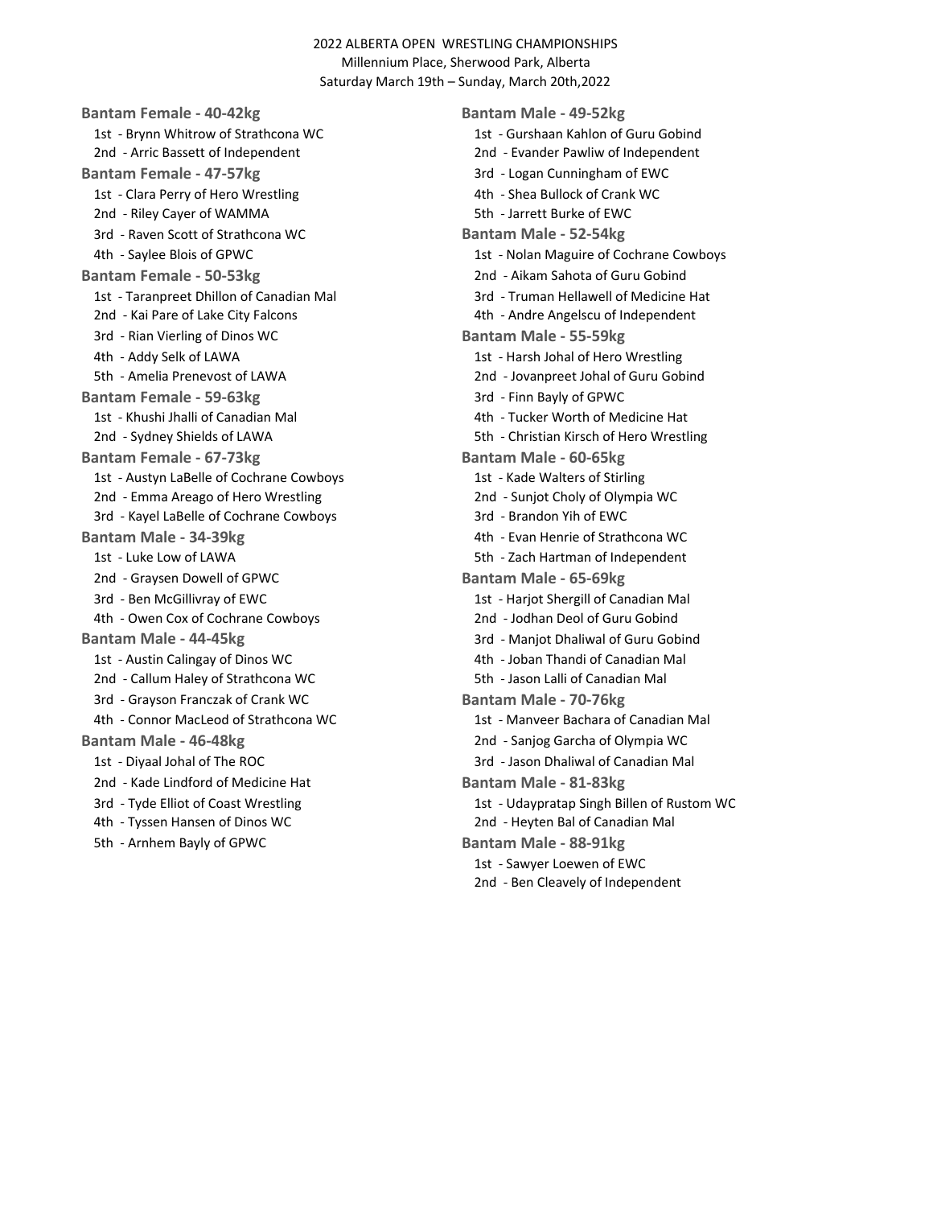2022 ALBERTA OPEN WRESTLING CHAMPIONSHIPS
Millennium Place, Sherwood Park, Alberta
Saturday March 19th – Sunday, March 20th,2022

### Bantam Female - 40-42kg

1st - Brynn Whitrow of Strathcona WC
2nd - Arric Bassett of Independent

### Bantam Female - 47-57kg

1st - Clara Perry of Hero Wrestling
2nd - Riley Cayer of WAMMA
3rd - Raven Scott of Strathcona WC
4th - Saylee Blois of GPWC

### Bantam Female - 50-53kg

1st - Taranpreet Dhillon of Canadian Mal
2nd - Kai Pare of Lake City Falcons
3rd - Rian Vierling of Dinos WC
4th - Addy Selk of LAWA
5th - Amelia Prenevost of LAWA

### Bantam Female - 59-63kg

1st - Khushi Jhalli of Canadian Mal
2nd - Sydney Shields of LAWA

### Bantam Female - 67-73kg

1st - Austyn LaBelle of Cochrane Cowboys
2nd - Emma Areago of Hero Wrestling
3rd - Kayel LaBelle of Cochrane Cowboys

### Bantam Male - 34-39kg

1st - Luke Low of LAWA
2nd - Graysen Dowell of GPWC
3rd - Ben McGillivray of EWC
4th - Owen Cox of Cochrane Cowboys

### Bantam Male - 44-45kg

1st - Austin Calingay of Dinos WC
2nd - Callum Haley of Strathcona WC
3rd - Grayson Franczak of Crank WC
4th - Connor MacLeod of Strathcona WC

### Bantam Male - 46-48kg

1st - Diyaal Johal of The ROC
2nd - Kade Lindford of Medicine Hat
3rd - Tyde Elliot of Coast Wrestling
4th - Tyssen Hansen of Dinos WC
5th - Arnhem Bayly of GPWC

### Bantam Male - 49-52kg

1st - Gurshaan Kahlon of Guru Gobind
2nd - Evander Pawliw of Independent
3rd - Logan Cunningham of EWC
4th - Shea Bullock of Crank WC
5th - Jarrett Burke of EWC

### Bantam Male - 52-54kg

1st - Nolan Maguire of Cochrane Cowboys
2nd - Aikam Sahota of Guru Gobind
3rd - Truman Hellawell of Medicine Hat
4th - Andre Angelscu of Independent

### Bantam Male - 55-59kg

1st - Harsh Johal of Hero Wrestling
2nd - Jovanpreet Johal of Guru Gobind
3rd - Finn Bayly of GPWC
4th - Tucker Worth of Medicine Hat
5th - Christian Kirsch of Hero Wrestling

### Bantam Male - 60-65kg

1st - Kade Walters of Stirling
2nd - Sunjot Choly of Olympia WC
3rd - Brandon Yih of EWC
4th - Evan Henrie of Strathcona WC
5th - Zach Hartman of Independent

### Bantam Male - 65-69kg

1st - Harjot Shergill of Canadian Mal
2nd - Jodhan Deol of Guru Gobind
3rd - Manjot Dhaliwal of Guru Gobind
4th - Joban Thandi of Canadian Mal
5th - Jason Lalli of Canadian Mal

### Bantam Male - 70-76kg

1st - Manveer Bachara of Canadian Mal
2nd - Sanjog Garcha of Olympia WC
3rd - Jason Dhaliwal of Canadian Mal

### Bantam Male - 81-83kg

1st - Udaypratap Singh Billen of Rustom WC
2nd - Heyten Bal of Canadian Mal

### Bantam Male - 88-91kg

1st - Sawyer Loewen of EWC
2nd - Ben Cleavely of Independent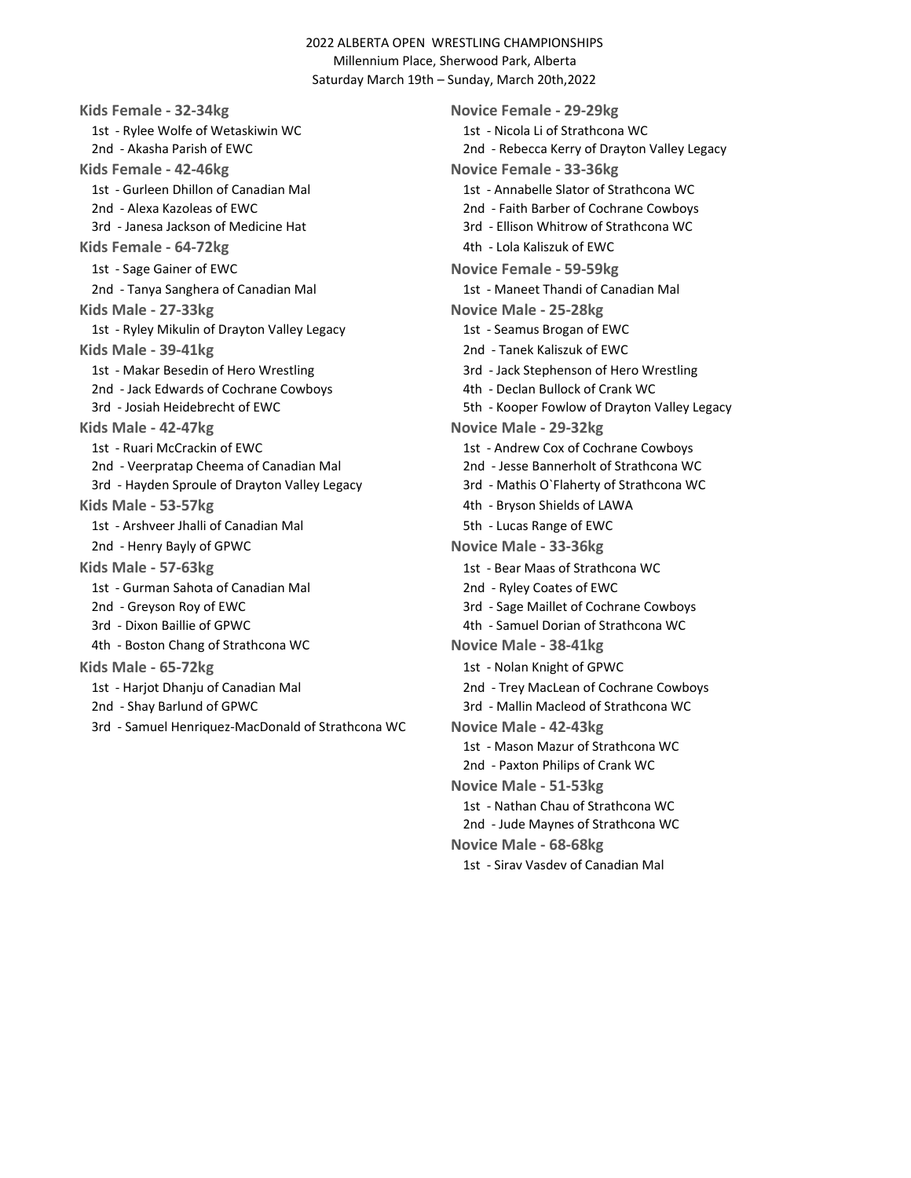2022 ALBERTA OPEN WRESTLING CHAMPIONSHIPS
Millennium Place, Sherwood Park, Alberta
Saturday March 19th – Sunday, March 20th,2022

**Kids Female - 32-34kg**
- 1st - Rylee Wolfe of Wetaskiwin WC
- 2nd - Akasha Parish of EWC

**Kids Female - 42-46kg**
- 1st - Gurleen Dhillon of Canadian Mal
- 2nd - Alexa Kazoleas of EWC
- 3rd - Janesa Jackson of Medicine Hat

**Kids Female - 64-72kg**
- 1st - Sage Gainer of EWC
- 2nd - Tanya Sanghera of Canadian Mal

**Kids Male - 27-33kg**
- 1st - Ryley Mikulin of Drayton Valley Legacy

**Kids Male - 39-41kg**
- 1st - Makar Besedin of Hero Wrestling
- 2nd - Jack Edwards of Cochrane Cowboys
- 3rd - Josiah Heidebrecht of EWC

**Kids Male - 42-47kg**
- 1st - Ruari McCrackin of EWC
- 2nd - Veerpratap Cheema of Canadian Mal
- 3rd - Hayden Sproule of Drayton Valley Legacy

**Kids Male - 53-57kg**
- 1st - Arshveer Jhalli of Canadian Mal
- 2nd - Henry Bayly of GPWC

**Kids Male - 57-63kg**
- 1st - Gurman Sahota of Canadian Mal
- 2nd - Greyson Roy of EWC
- 3rd - Dixon Baillie of GPWC
- 4th - Boston Chang of Strathcona WC

**Kids Male - 65-72kg**
- 1st - Harjot Dhanju of Canadian Mal
- 2nd - Shay Barlund of GPWC
- 3rd - Samuel Henriquez-MacDonald of Strathcona WC

**Novice Female - 29-29kg**
- 1st - Nicola Li of Strathcona WC
- 2nd - Rebecca Kerry of Drayton Valley Legacy

**Novice Female - 33-36kg**
- 1st - Annabelle Slator of Strathcona WC
- 2nd - Faith Barber of Cochrane Cowboys
- 3rd - Ellison Whitrow of Strathcona WC
- 4th - Lola Kaliszuk of EWC

**Novice Female - 59-59kg**
- 1st - Maneet Thandi of Canadian Mal

**Novice Male - 25-28kg**
- 1st - Seamus Brogan of EWC
- 2nd - Tanek Kaliszuk of EWC
- 3rd - Jack Stephenson of Hero Wrestling
- 4th - Declan Bullock of Crank WC
- 5th - Kooper Fowlow of Drayton Valley Legacy

**Novice Male - 29-32kg**
- 1st - Andrew Cox of Cochrane Cowboys
- 2nd - Jesse Bannerholt of Strathcona WC
- 3rd - Mathis O`Flaherty of Strathcona WC
- 4th - Bryson Shields of LAWA
- 5th - Lucas Range of EWC

**Novice Male - 33-36kg**
- 1st - Bear Maas of Strathcona WC
- 2nd - Ryley Coates of EWC
- 3rd - Sage Maillet of Cochrane Cowboys
- 4th - Samuel Dorian of Strathcona WC

**Novice Male - 38-41kg**
- 1st - Nolan Knight of GPWC
- 2nd - Trey MacLean of Cochrane Cowboys
- 3rd - Mallin Macleod of Strathcona WC

**Novice Male - 42-43kg**
- 1st - Mason Mazur of Strathcona WC
- 2nd - Paxton Philips of Crank WC

**Novice Male - 51-53kg**
- 1st - Nathan Chau of Strathcona WC
- 2nd - Jude Maynes of Strathcona WC

**Novice Male - 68-68kg**
- 1st - Sirav Vasdev of Canadian Mal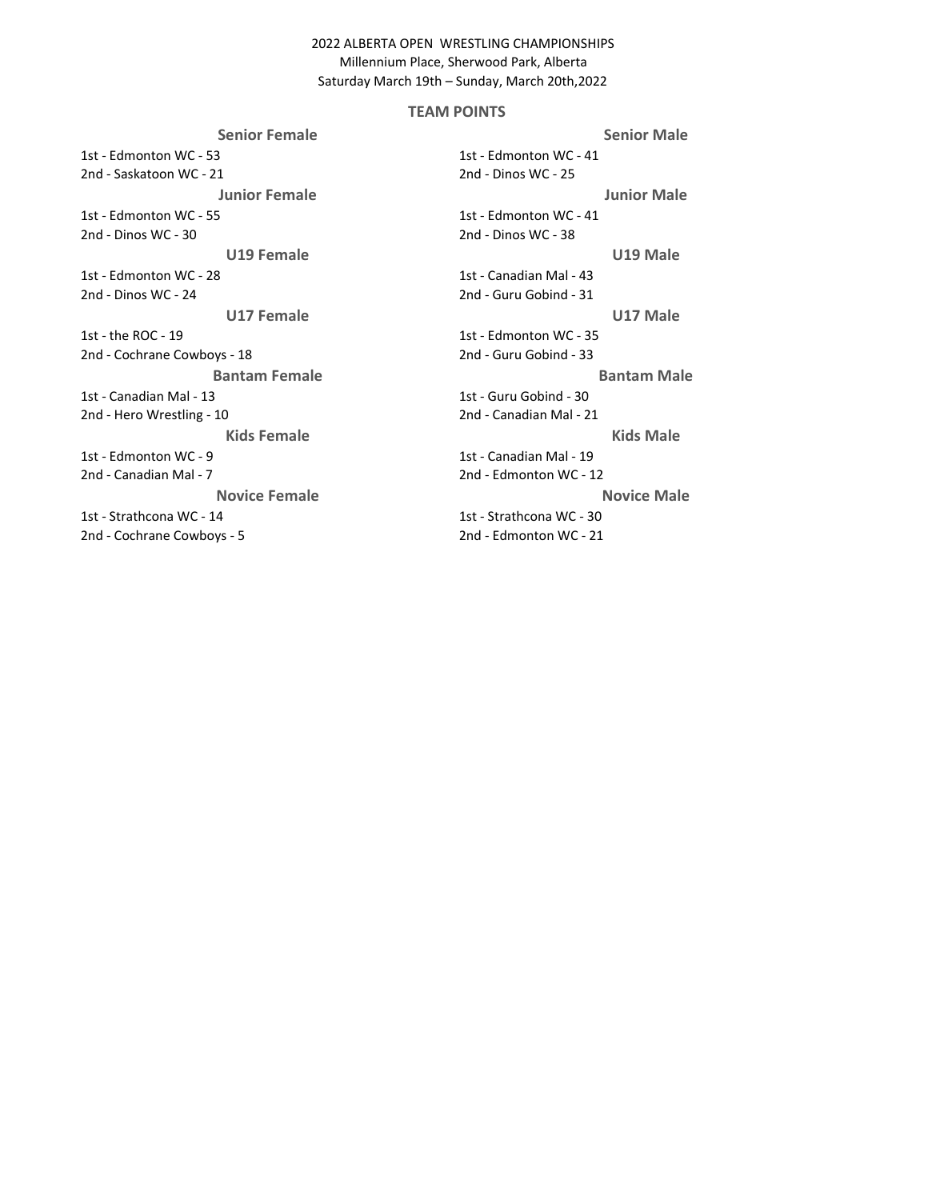2022 ALBERTA OPEN WRESTLING CHAMPIONSHIPS
Millennium Place, Sherwood Park, Alberta
Saturday March 19th – Sunday, March 20th,2022

## TEAM POINTS

### Senior Female

1st - Edmonton WC - 53
2nd - Saskatoon WC - 21

### Junior Female

1st - Edmonton WC - 55
2nd - Dinos WC - 30

### U19 Female

1st - Edmonton WC - 28
2nd - Dinos WC - 24

### U17 Female

1st - the ROC - 19
2nd - Cochrane Cowboys - 18

### Bantam Female

1st - Canadian Mal - 13
2nd - Hero Wrestling - 10

### Kids Female

1st - Edmonton WC - 9
2nd - Canadian Mal - 7

### Novice Female

1st - Strathcona WC - 14
2nd - Cochrane Cowboys - 5

### Senior Male

1st - Edmonton WC - 41
2nd - Dinos WC - 25

### Junior Male

1st - Edmonton WC - 41
2nd - Dinos WC - 38

### U19 Male

1st - Canadian Mal - 43
2nd - Guru Gobind - 31

### U17 Male

1st - Edmonton WC - 35
2nd - Guru Gobind - 33

### Bantam Male

1st - Guru Gobind - 30
2nd - Canadian Mal - 21

### Kids Male

1st - Canadian Mal - 19
2nd - Edmonton WC - 12

### Novice Male

1st - Strathcona WC - 30
2nd - Edmonton WC - 21